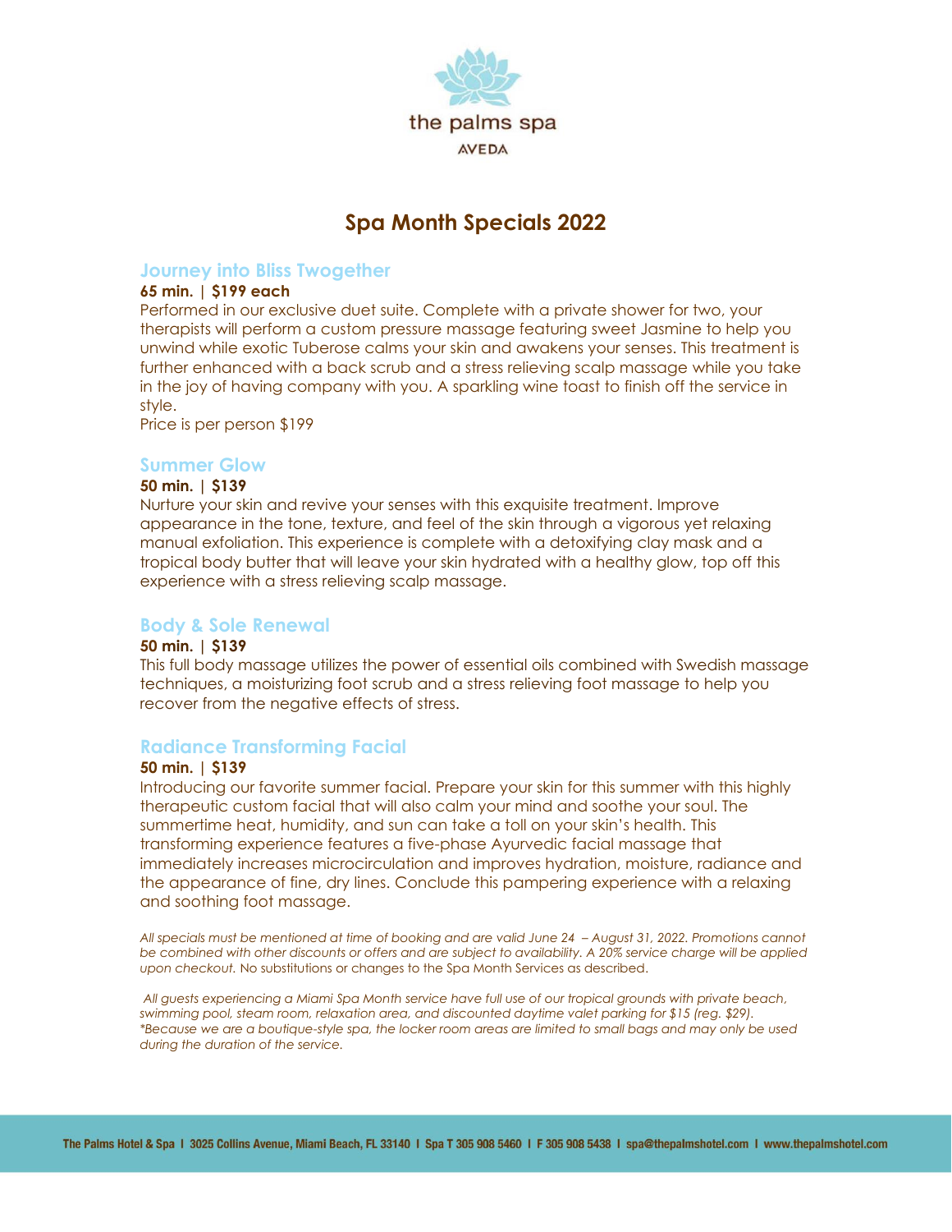the palms spa

AVEDA

# Spa Month Specials 2022

## Journey into Bliss Twogether

**65 min. | $199 each**

Performed in our exclusive duet suite. Complete with a private shower for two, your therapists will perform a custom pressure massage featuring sweet Jasmine to help you unwind while exotic Tuberose calms your skin and awakens your senses. This treatment is further enhanced with a back scrub and a stress relieving scalp massage while you take in the joy of having company with you. A sparkling wine toast to finish off the service in style.

Price is per person $199

## Summer Glow

**50 min. | $139**

Nurture your skin and revive your senses with this exquisite treatment. Improve appearance in the tone, texture, and feel of the skin through a vigorous yet relaxing manual exfoliation. This experience is complete with a detoxifying clay mask and a tropical body butter that will leave your skin hydrated with a healthy glow, top off this experience with a stress relieving scalp massage.

## Body & Sole Renewal

**50 min. | $139**

This full body massage utilizes the power of essential oils combined with Swedish massage techniques, a moisturizing foot scrub and a stress relieving foot massage to help you recover from the negative effects of stress.

## Radiance Transforming Facial

**50 min. | $139**

Introducing our favorite summer facial. Prepare your skin for this summer with this highly therapeutic custom facial that will also calm your mind and soothe your soul. The summertime heat, humidity, and sun can take a toll on your skin's health. This transforming experience features a five-phase Ayurvedic facial massage that immediately increases microcirculation and improves hydration, moisture, radiance and the appearance of fine, dry lines. Conclude this pampering experience with a relaxing and soothing foot massage.

*All specials must be mentioned at time of booking and are valid June 24 – August 31, 2022. Promotions cannot be combined with other discounts or offers and are subject to availability. A 20% service charge will be applied upon checkout.* No substitutions or changes to the Spa Month Services as described.

*All guests experiencing a Miami Spa Month service have full use of our tropical grounds with private beach, swimming pool, steam room, relaxation area, and discounted daytime valet parking for $15 (reg. $29).*
*\*Because we are a boutique-style spa, the locker room areas are limited to small bags and may only be used during the duration of the service.*

**The Palms Hotel & Spa | 3025 Collins Avenue, Miami Beach, FL 33140 | Spa T 305 908 5460 | F 305 908 5438 | spa@thepalmshotel.com | www.thepalmshotel.com**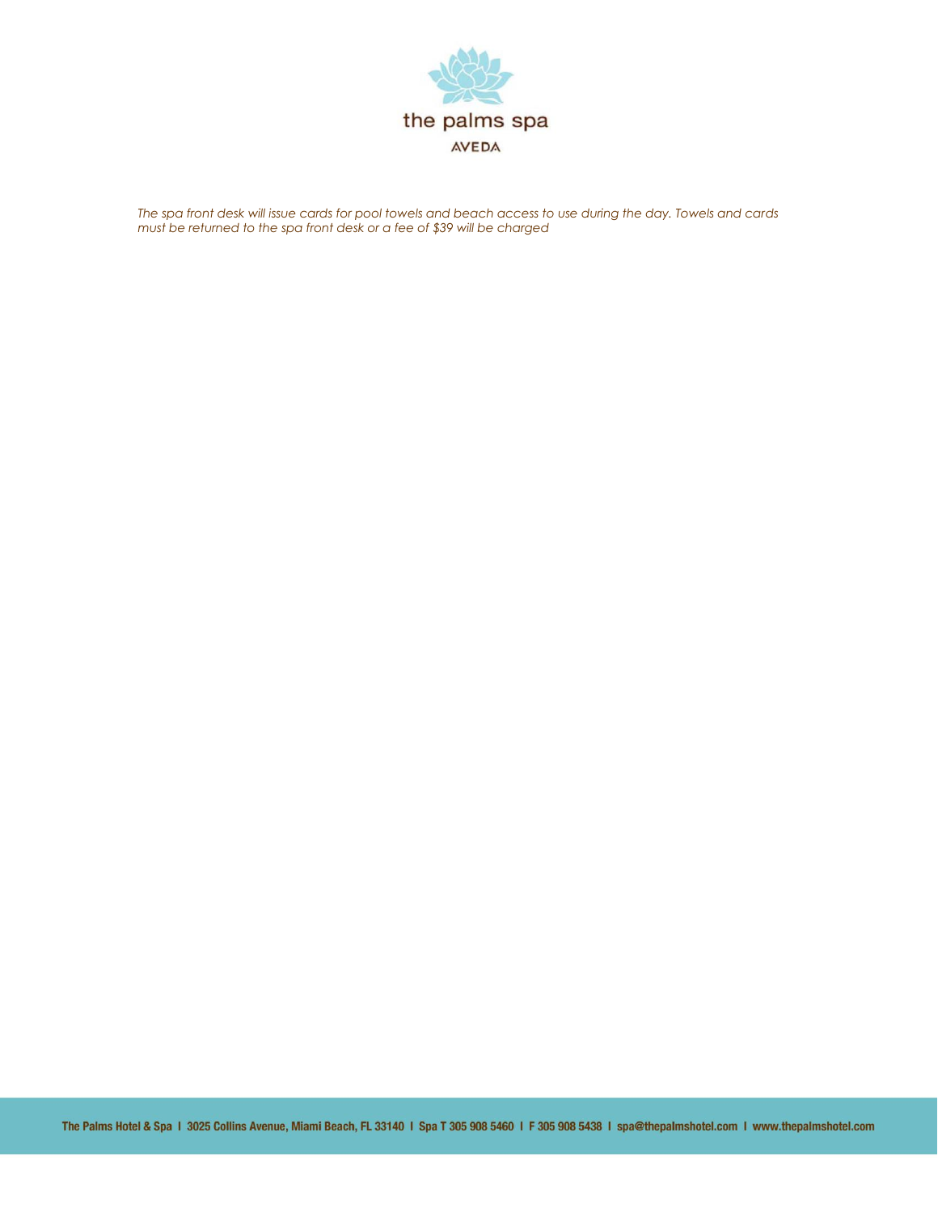*The spa front desk will issue cards for pool towels and beach access to use during the day. Towels and cards must be returned to the spa front desk or a fee of $39 will be charged*